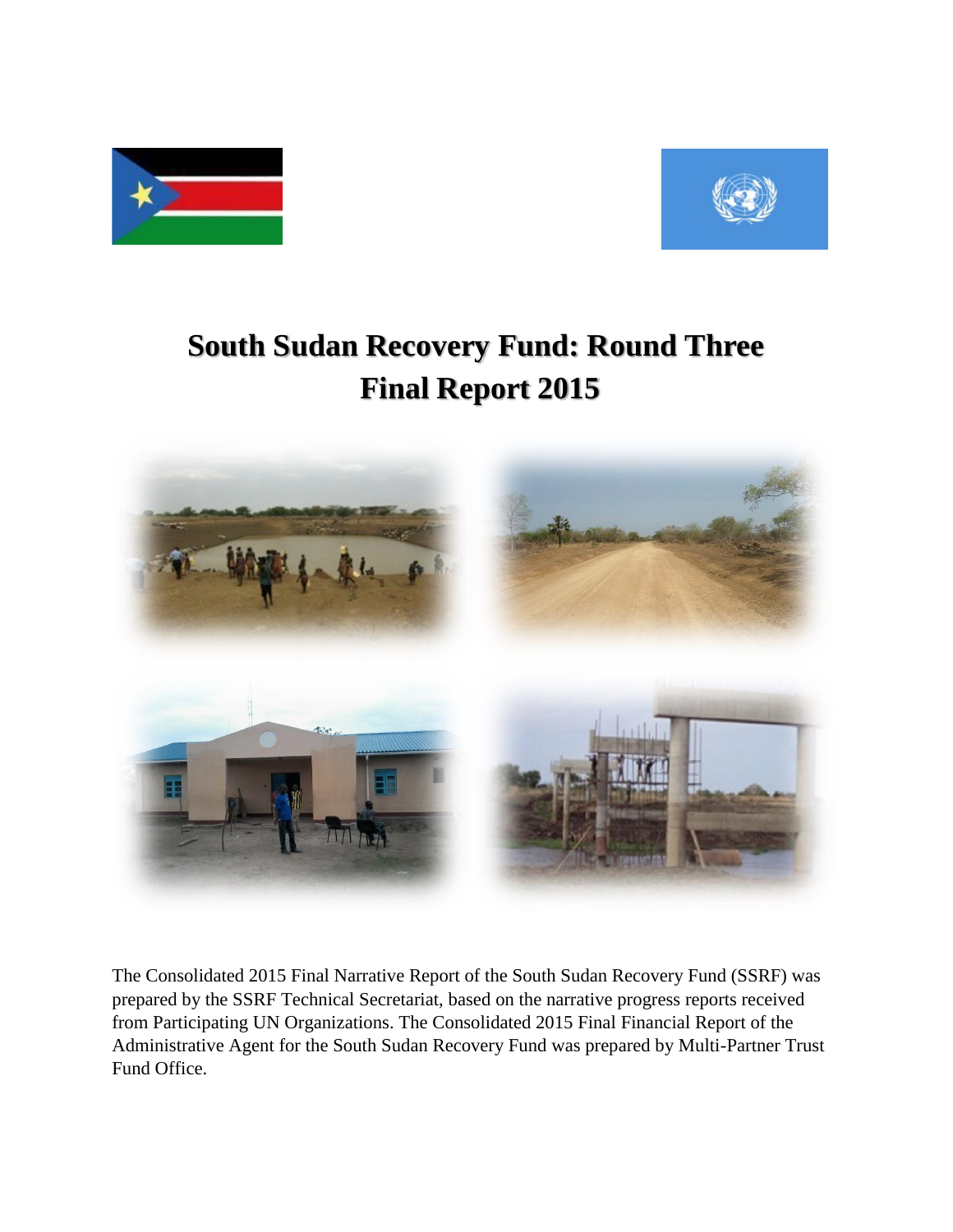# South Sudan Recovery Fund: Round Three Final Report 2015

The Consolidated 2015 Final Narrative Report of the South Sudan Recovery Fund (SSRF) was prepared by the SSRF Technical Secretariat, based on the narrative progress reports received from Participating UN Organizations. The Consolidated 2015 Final Financial Report of the Administrative Agent for the South Sudan Recovery Fund was prepared by Multi-Partner Trust Fund Office.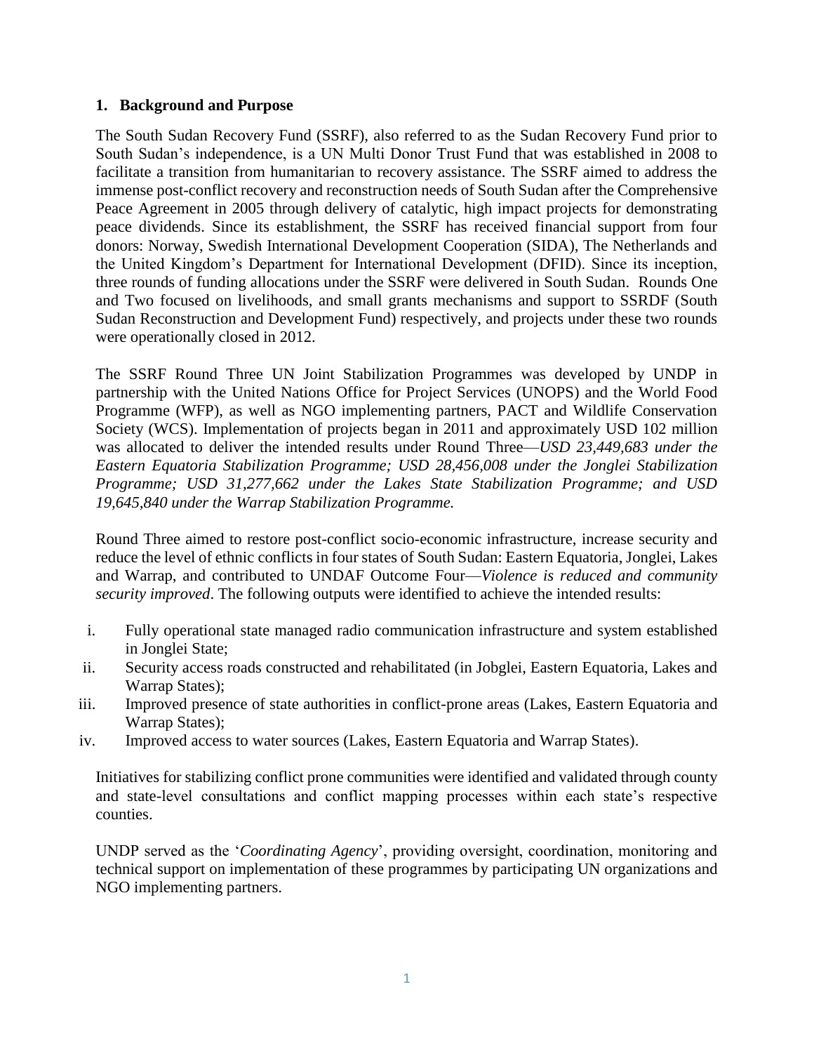## 1. Background and Purpose

The South Sudan Recovery Fund (SSRF), also referred to as the Sudan Recovery Fund prior to South Sudan's independence, is a UN Multi Donor Trust Fund that was established in 2008 to facilitate a transition from humanitarian to recovery assistance. The SSRF aimed to address the immense post-conflict recovery and reconstruction needs of South Sudan after the Comprehensive Peace Agreement in 2005 through delivery of catalytic, high impact projects for demonstrating peace dividends. Since its establishment, the SSRF has received financial support from four donors: Norway, Swedish International Development Cooperation (SIDA), The Netherlands and the United Kingdom's Department for International Development (DFID). Since its inception, three rounds of funding allocations under the SSRF were delivered in South Sudan. Rounds One and Two focused on livelihoods, and small grants mechanisms and support to SSRDF (South Sudan Reconstruction and Development Fund) respectively, and projects under these two rounds were operationally closed in 2012.

The SSRF Round Three UN Joint Stabilization Programmes was developed by UNDP in partnership with the United Nations Office for Project Services (UNOPS) and the World Food Programme (WFP), as well as NGO implementing partners, PACT and Wildlife Conservation Society (WCS). Implementation of projects began in 2011 and approximately USD 102 million was allocated to deliver the intended results under Round Three—*USD 23,449,683 under the Eastern Equatoria Stabilization Programme; USD 28,456,008 under the Jonglei Stabilization Programme; USD 31,277,662 under the Lakes State Stabilization Programme; and USD 19,645,840 under the Warrap Stabilization Programme.*

Round Three aimed to restore post-conflict socio-economic infrastructure, increase security and reduce the level of ethnic conflicts in four states of South Sudan: Eastern Equatoria, Jonglei, Lakes and Warrap, and contributed to UNDAF Outcome Four—*Violence is reduced and community security improved*. The following outputs were identified to achieve the intended results:

i. Fully operational state managed radio communication infrastructure and system established in Jonglei State;
ii. Security access roads constructed and rehabilitated (in Jobglei, Eastern Equatoria, Lakes and Warrap States);
iii. Improved presence of state authorities in conflict-prone areas (Lakes, Eastern Equatoria and Warrap States);
iv. Improved access to water sources (Lakes, Eastern Equatoria and Warrap States).

Initiatives for stabilizing conflict prone communities were identified and validated through county and state-level consultations and conflict mapping processes within each state's respective counties.

UNDP served as the '*Coordinating Agency*', providing oversight, coordination, monitoring and technical support on implementation of these programmes by participating UN organizations and NGO implementing partners.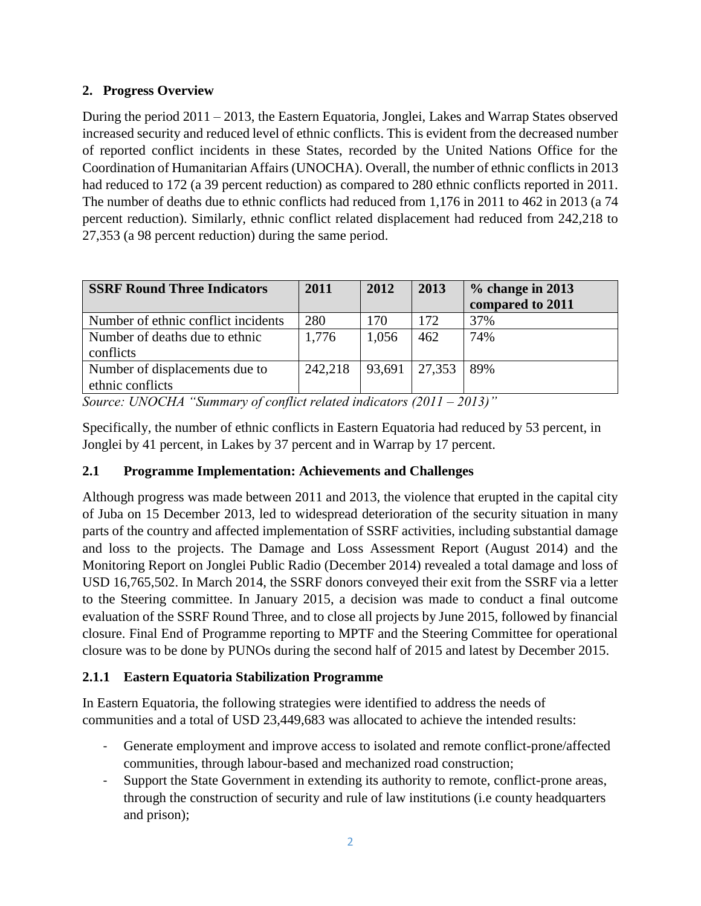## 2. Progress Overview

During the period 2011 – 2013, the Eastern Equatoria, Jonglei, Lakes and Warrap States observed increased security and reduced level of ethnic conflicts. This is evident from the decreased number of reported conflict incidents in these States, recorded by the United Nations Office for the Coordination of Humanitarian Affairs (UNOCHA). Overall, the number of ethnic conflicts in 2013 had reduced to 172 (a 39 percent reduction) as compared to 280 ethnic conflicts reported in 2011. The number of deaths due to ethnic conflicts had reduced from 1,176 in 2011 to 462 in 2013 (a 74 percent reduction). Similarly, ethnic conflict related displacement had reduced from 242,218 to 27,353 (a 98 percent reduction) during the same period.

| SSRF Round Three Indicators | 2011 | 2012 | 2013 | % change in 2013 compared to 2011 |
|---|---|---|---|---|
| Number of ethnic conflict incidents | 280 | 170 | 172 | 37% |
| Number of deaths due to ethnic conflicts | 1,776 | 1,056 | 462 | 74% |
| Number of displacements due to ethnic conflicts | 242,218 | 93,691 | 27,353 | 89% |

*Source: UNOCHA "Summary of conflict related indicators (2011 – 2013)"*

Specifically, the number of ethnic conflicts in Eastern Equatoria had reduced by 53 percent, in Jonglei by 41 percent, in Lakes by 37 percent and in Warrap by 17 percent.

### 2.1 Programme Implementation: Achievements and Challenges

Although progress was made between 2011 and 2013, the violence that erupted in the capital city of Juba on 15 December 2013, led to widespread deterioration of the security situation in many parts of the country and affected implementation of SSRF activities, including substantial damage and loss to the projects. The Damage and Loss Assessment Report (August 2014) and the Monitoring Report on Jonglei Public Radio (December 2014) revealed a total damage and loss of USD 16,765,502. In March 2014, the SSRF donors conveyed their exit from the SSRF via a letter to the Steering committee. In January 2015, a decision was made to conduct a final outcome evaluation of the SSRF Round Three, and to close all projects by June 2015, followed by financial closure. Final End of Programme reporting to MPTF and the Steering Committee for operational closure was to be done by PUNOs during the second half of 2015 and latest by December 2015.

#### 2.1.1 Eastern Equatoria Stabilization Programme

In Eastern Equatoria, the following strategies were identified to address the needs of communities and a total of USD 23,449,683 was allocated to achieve the intended results:

- Generate employment and improve access to isolated and remote conflict-prone/affected communities, through labour-based and mechanized road construction;
- Support the State Government in extending its authority to remote, conflict-prone areas, through the construction of security and rule of law institutions (i.e county headquarters and prison);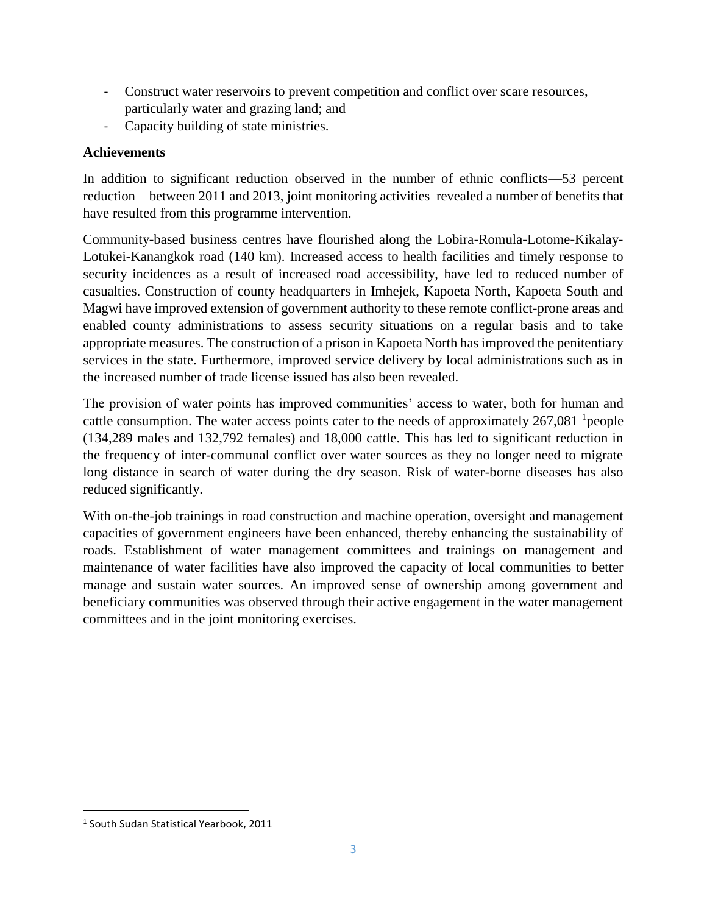- Construct water reservoirs to prevent competition and conflict over scare resources, particularly water and grazing land; and
- Capacity building of state ministries.

**Achievements**

In addition to significant reduction observed in the number of ethnic conflicts—53 percent reduction—between 2011 and 2013, joint monitoring activities revealed a number of benefits that have resulted from this programme intervention.

Community-based business centres have flourished along the Lobira-Romula-Lotome-Kikalay-Lotukei-Kanangkok road (140 km). Increased access to health facilities and timely response to security incidences as a result of increased road accessibility, have led to reduced number of casualties. Construction of county headquarters in Imhejek, Kapoeta North, Kapoeta South and Magwi have improved extension of government authority to these remote conflict-prone areas and enabled county administrations to assess security situations on a regular basis and to take appropriate measures. The construction of a prison in Kapoeta North has improved the penitentiary services in the state. Furthermore, improved service delivery by local administrations such as in the increased number of trade license issued has also been revealed.

The provision of water points has improved communities' access to water, both for human and cattle consumption. The water access points cater to the needs of approximately 267,081 [1]people (134,289 males and 132,792 females) and 18,000 cattle. This has led to significant reduction in the frequency of inter-communal conflict over water sources as they no longer need to migrate long distance in search of water during the dry season. Risk of water-borne diseases has also reduced significantly.

With on-the-job trainings in road construction and machine operation, oversight and management capacities of government engineers have been enhanced, thereby enhancing the sustainability of roads. Establishment of water management committees and trainings on management and maintenance of water facilities have also improved the capacity of local communities to better manage and sustain water sources. An improved sense of ownership among government and beneficiary communities was observed through their active engagement in the water management committees and in the joint monitoring exercises.

[1] South Sudan Statistical Yearbook, 2011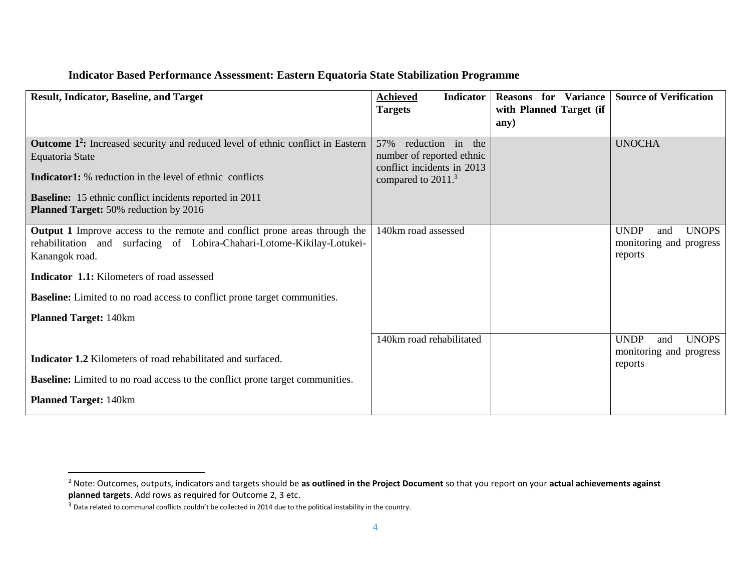### Indicator Based Performance Assessment: Eastern Equatoria State Stabilization Programme

| Result, Indicator, Baseline, and Target | Achieved Indicator Targets | Reasons for Variance with Planned Target (if any) | Source of Verification |
|---|---|---|---|
| **Outcome 1[2]:** Increased security and reduced level of ethnic conflict in Eastern Equatoria State<br><br>**Indicator1:** % reduction in the level of ethnic conflicts<br><br>**Baseline:** 15 ethnic conflict incidents reported in 2011<br>**Planned Target:** 50% reduction by 2016 | 57% reduction in the number of reported ethnic conflict incidents in 2013 compared to 2011.[3] | | UNOCHA |
| **Output 1** Improve access to the remote and conflict prone areas through the rehabilitation and surfacing of Lobira-Chahari-Lotome-Kikilay-Lotukei-Kanangok road.<br><br>**Indicator 1.1:** Kilometers of road assessed<br><br>**Baseline:** Limited to no road access to conflict prone target communities.<br><br>**Planned Target:** 140km | 140km road assessed | | UNDP and UNOPS monitoring and progress reports |
| **Indicator 1.2** Kilometers of road rehabilitated and surfaced.<br><br>**Baseline:** Limited to no road access to the conflict prone target communities.<br><br>**Planned Target:** 140km | 140km road rehabilitated | | UNDP and UNOPS monitoring and progress reports |

[2] Note: Outcomes, outputs, indicators and targets should be **as outlined in the Project Document** so that you report on your **actual achievements against planned targets**. Add rows as required for Outcome 2, 3 etc.

[3] Data related to communal conflicts couldn't be collected in 2014 due to the political instability in the country.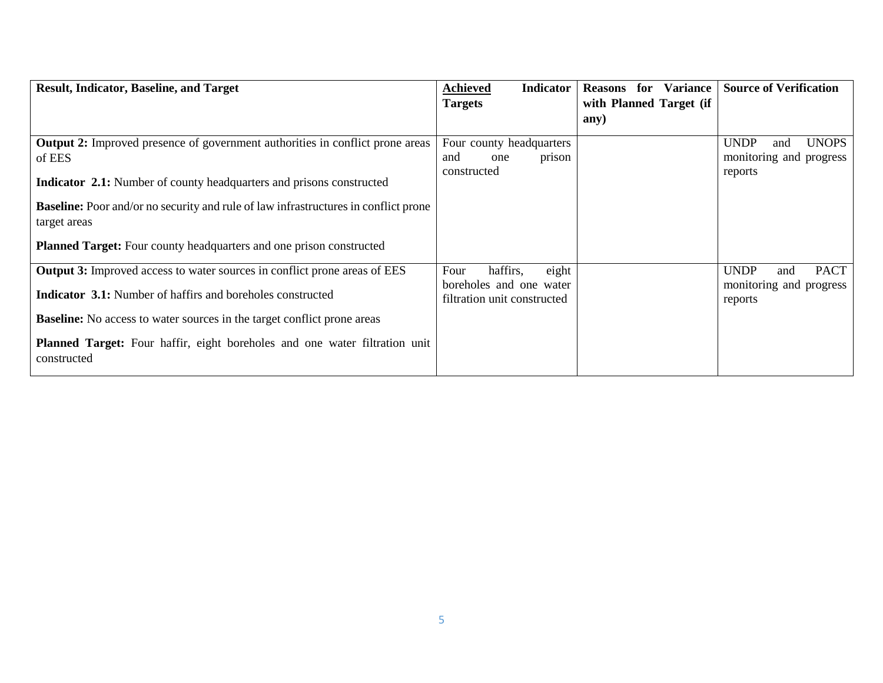| Result, Indicator, Baseline, and Target | Achieved Indicator Targets | Reasons for Variance with Planned Target (if any) | Source of Verification |
|---|---|---|---|
| **Output 2:** Improved presence of government authorities in conflict prone areas of EES<br><br>**Indicator 2.1:** Number of county headquarters and prisons constructed<br><br>**Baseline:** Poor and/or no security and rule of law infrastructures in conflict prone target areas<br><br>**Planned Target:** Four county headquarters and one prison constructed | Four county headquarters and one prison constructed | | UNDP and UNOPS monitoring and progress reports |
| **Output 3:** Improved access to water sources in conflict prone areas of EES<br><br>**Indicator 3.1:** Number of haffirs and boreholes constructed<br><br>**Baseline:** No access to water sources in the target conflict prone areas<br><br>**Planned Target:** Four haffir, eight boreholes and one water filtration unit constructed | Four haffirs, eight boreholes and one water filtration unit constructed | | UNDP and PACT monitoring and progress reports |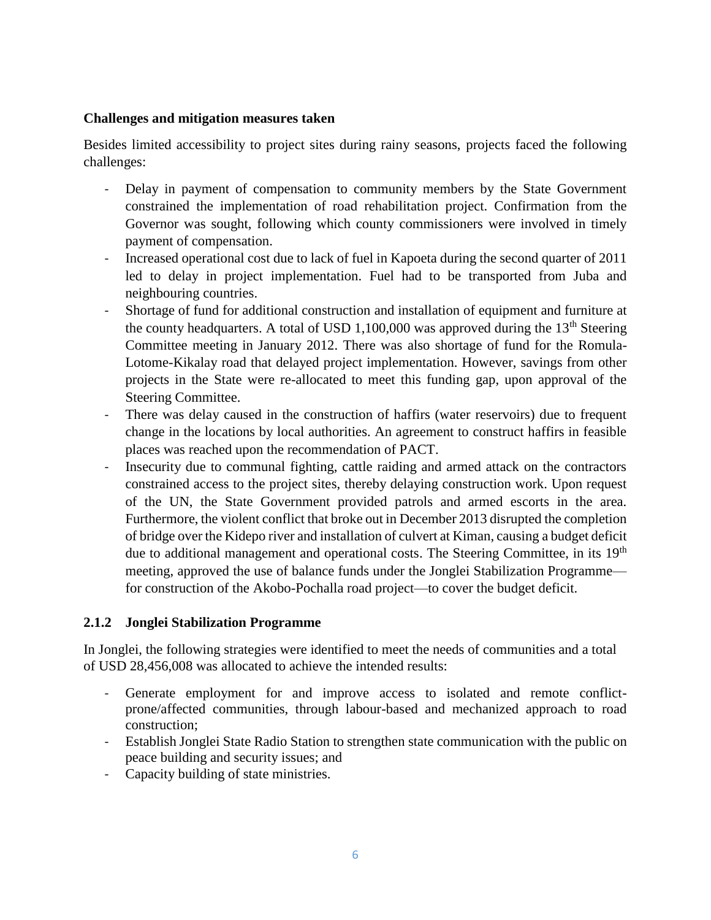**Challenges and mitigation measures taken**

Besides limited accessibility to project sites during rainy seasons, projects faced the following challenges:

- Delay in payment of compensation to community members by the State Government constrained the implementation of road rehabilitation project. Confirmation from the Governor was sought, following which county commissioners were involved in timely payment of compensation.
- Increased operational cost due to lack of fuel in Kapoeta during the second quarter of 2011 led to delay in project implementation. Fuel had to be transported from Juba and neighbouring countries.
- Shortage of fund for additional construction and installation of equipment and furniture at the county headquarters. A total of USD 1,100,000 was approved during the 13th Steering Committee meeting in January 2012. There was also shortage of fund for the Romula-Lotome-Kikalay road that delayed project implementation. However, savings from other projects in the State were re-allocated to meet this funding gap, upon approval of the Steering Committee.
- There was delay caused in the construction of haffirs (water reservoirs) due to frequent change in the locations by local authorities. An agreement to construct haffirs in feasible places was reached upon the recommendation of PACT.
- Insecurity due to communal fighting, cattle raiding and armed attack on the contractors constrained access to the project sites, thereby delaying construction work. Upon request of the UN, the State Government provided patrols and armed escorts in the area. Furthermore, the violent conflict that broke out in December 2013 disrupted the completion of bridge over the Kidepo river and installation of culvert at Kiman, causing a budget deficit due to additional management and operational costs. The Steering Committee, in its 19th meeting, approved the use of balance funds under the Jonglei Stabilization Programme—for construction of the Akobo-Pochalla road project—to cover the budget deficit.

### 2.1.2 Jonglei Stabilization Programme

In Jonglei, the following strategies were identified to meet the needs of communities and a total of USD 28,456,008 was allocated to achieve the intended results:

- Generate employment for and improve access to isolated and remote conflict-prone/affected communities, through labour-based and mechanized approach to road construction;
- Establish Jonglei State Radio Station to strengthen state communication with the public on peace building and security issues; and
- Capacity building of state ministries.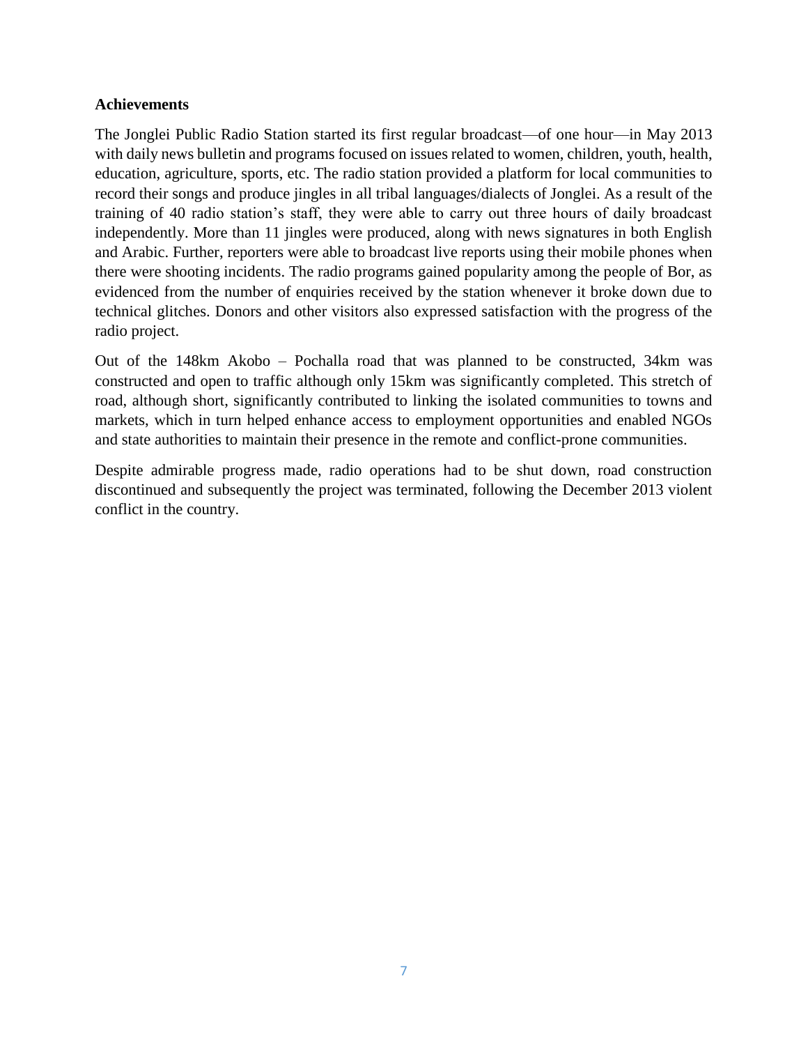**Achievements**

The Jonglei Public Radio Station started its first regular broadcast—of one hour—in May 2013 with daily news bulletin and programs focused on issues related to women, children, youth, health, education, agriculture, sports, etc. The radio station provided a platform for local communities to record their songs and produce jingles in all tribal languages/dialects of Jonglei. As a result of the training of 40 radio station's staff, they were able to carry out three hours of daily broadcast independently. More than 11 jingles were produced, along with news signatures in both English and Arabic. Further, reporters were able to broadcast live reports using their mobile phones when there were shooting incidents. The radio programs gained popularity among the people of Bor, as evidenced from the number of enquiries received by the station whenever it broke down due to technical glitches. Donors and other visitors also expressed satisfaction with the progress of the radio project.

Out of the 148km Akobo – Pochalla road that was planned to be constructed, 34km was constructed and open to traffic although only 15km was significantly completed. This stretch of road, although short, significantly contributed to linking the isolated communities to towns and markets, which in turn helped enhance access to employment opportunities and enabled NGOs and state authorities to maintain their presence in the remote and conflict-prone communities.

Despite admirable progress made, radio operations had to be shut down, road construction discontinued and subsequently the project was terminated, following the December 2013 violent conflict in the country.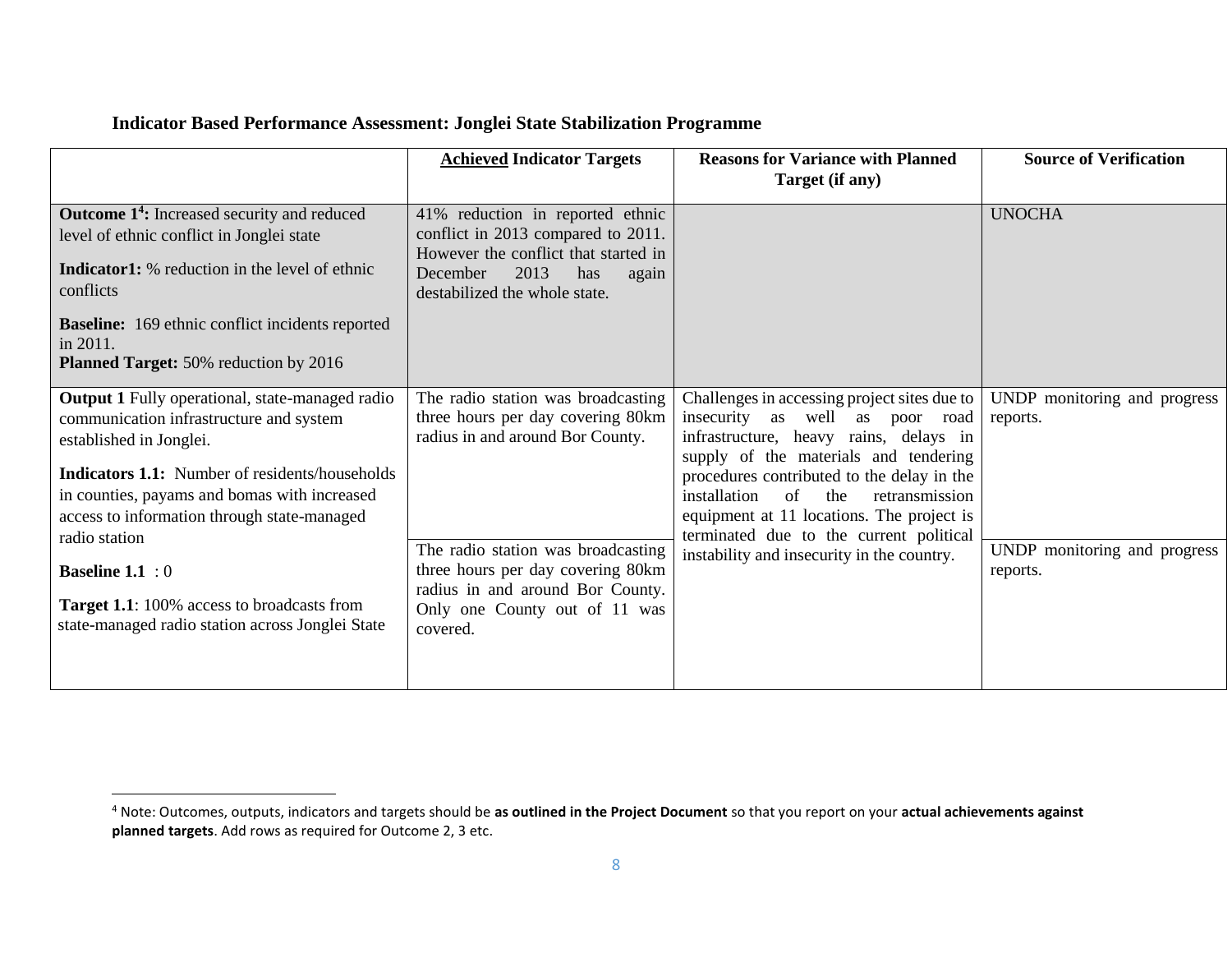**Indicator Based Performance Assessment: Jonglei State Stabilization Programme**

| | Achieved Indicator Targets | Reasons for Variance with Planned Target (if any) | Source of Verification |
|---|---|---|---|
| **Outcome 1[4]:** Increased security and reduced level of ethnic conflict in Jonglei state<br><br>**Indicator1:** % reduction in the level of ethnic conflicts<br><br>**Baseline:** 169 ethnic conflict incidents reported in 2011.<br>**Planned Target:** 50% reduction by 2016 | 41% reduction in reported ethnic conflict in 2013 compared to 2011. However the conflict that started in December 2013 has again destabilized the whole state. | | UNOCHA |
| **Output 1** Fully operational, state-managed radio communication infrastructure and system established in Jonglei.<br><br>**Indicators 1.1:** Number of residents/households in counties, payams and bomas with increased access to information through state-managed radio station<br><br>**Baseline 1.1** : 0<br><br>**Target 1.1**: 100% access to broadcasts from state-managed radio station across Jonglei State | The radio station was broadcasting three hours per day covering 80km radius in and around Bor County.<br><br>The radio station was broadcasting three hours per day covering 80km radius in and around Bor County. Only one County out of 11 was covered. | Challenges in accessing project sites due to insecurity as well as poor road infrastructure, heavy rains, delays in supply of the materials and tendering procedures contributed to the delay in the installation of the retransmission equipment at 11 locations. The project is terminated due to the current political instability and insecurity in the country. | UNDP monitoring and progress reports.<br><br>UNDP monitoring and progress reports. |

[4] Note: Outcomes, outputs, indicators and targets should be **as outlined in the Project Document** so that you report on your **actual achievements against planned targets**. Add rows as required for Outcome 2, 3 etc.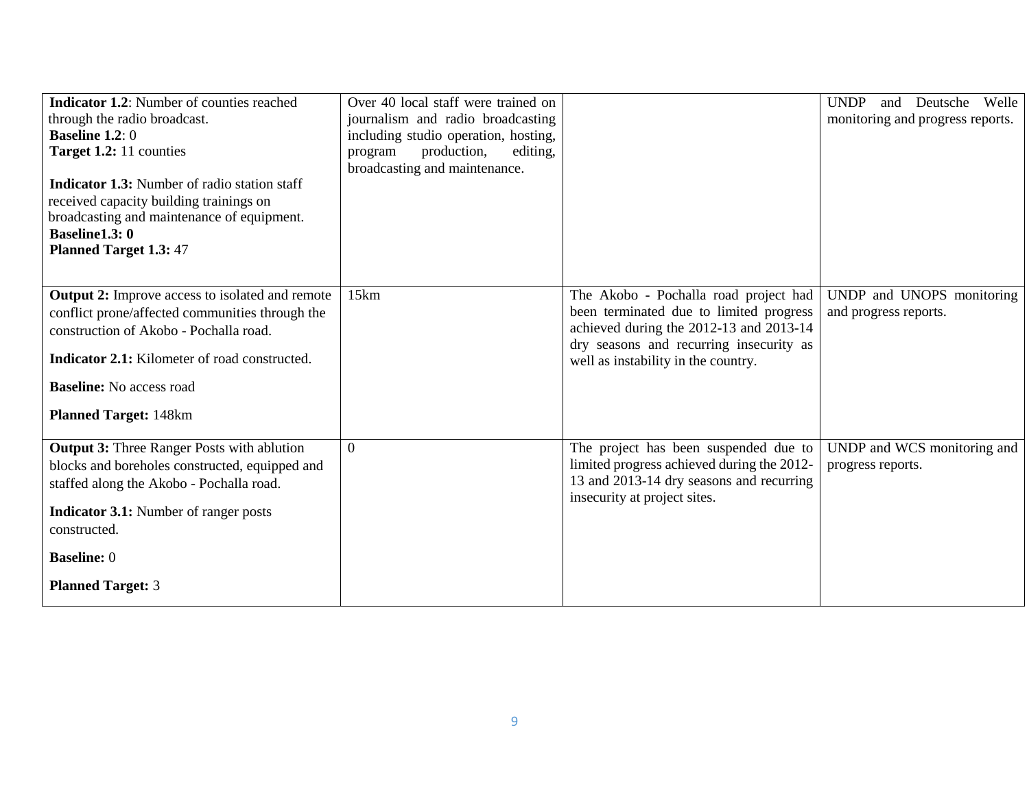| | | | |
|---|---|---|---|
| **Indicator 1.2**: Number of counties reached through the radio broadcast.<br>**Baseline 1.2**: 0<br>**Target 1.2:** 11 counties<br><br>**Indicator 1.3:** Number of radio station staff received capacity building trainings on broadcasting and maintenance of equipment.<br>**Baseline1.3: 0**<br>**Planned Target 1.3:** 47 | Over 40 local staff were trained on journalism and radio broadcasting including studio operation, hosting, program production, editing, broadcasting and maintenance. | | UNDP and Deutsche Welle monitoring and progress reports. |
| **Output 2:** Improve access to isolated and remote conflict prone/affected communities through the construction of Akobo - Pochalla road.<br><br>**Indicator 2.1:** Kilometer of road constructed.<br><br>**Baseline:** No access road<br><br>**Planned Target:** 148km | 15km | The Akobo - Pochalla road project had been terminated due to limited progress achieved during the 2012-13 and 2013-14 dry seasons and recurring insecurity as well as instability in the country. | UNDP and UNOPS monitoring and progress reports. |
| **Output 3:** Three Ranger Posts with ablution blocks and boreholes constructed, equipped and staffed along the Akobo - Pochalla road.<br><br>**Indicator 3.1:** Number of ranger posts constructed.<br><br>**Baseline:** 0<br><br>**Planned Target:** 3 | 0 | The project has been suspended due to limited progress achieved during the 2012-13 and 2013-14 dry seasons and recurring insecurity at project sites. | UNDP and WCS monitoring and progress reports. |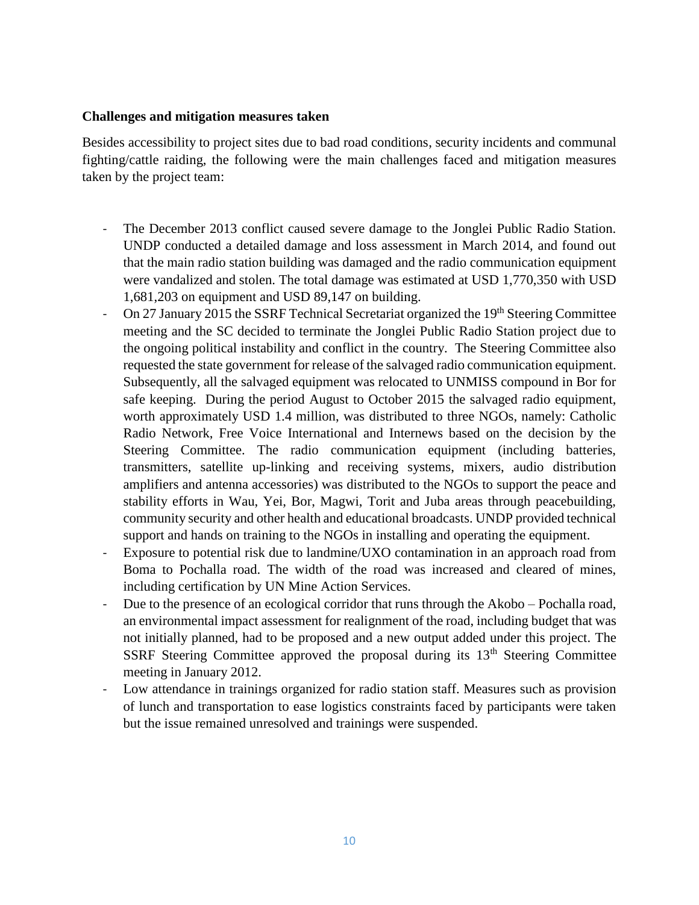**Challenges and mitigation measures taken**

Besides accessibility to project sites due to bad road conditions, security incidents and communal fighting/cattle raiding, the following were the main challenges faced and mitigation measures taken by the project team:

- The December 2013 conflict caused severe damage to the Jonglei Public Radio Station. UNDP conducted a detailed damage and loss assessment in March 2014, and found out that the main radio station building was damaged and the radio communication equipment were vandalized and stolen. The total damage was estimated at USD 1,770,350 with USD 1,681,203 on equipment and USD 89,147 on building.
- On 27 January 2015 the SSRF Technical Secretariat organized the 19th Steering Committee meeting and the SC decided to terminate the Jonglei Public Radio Station project due to the ongoing political instability and conflict in the country. The Steering Committee also requested the state government for release of the salvaged radio communication equipment. Subsequently, all the salvaged equipment was relocated to UNMISS compound in Bor for safe keeping. During the period August to October 2015 the salvaged radio equipment, worth approximately USD 1.4 million, was distributed to three NGOs, namely: Catholic Radio Network, Free Voice International and Internews based on the decision by the Steering Committee. The radio communication equipment (including batteries, transmitters, satellite up-linking and receiving systems, mixers, audio distribution amplifiers and antenna accessories) was distributed to the NGOs to support the peace and stability efforts in Wau, Yei, Bor, Magwi, Torit and Juba areas through peacebuilding, community security and other health and educational broadcasts. UNDP provided technical support and hands on training to the NGOs in installing and operating the equipment.
- Exposure to potential risk due to landmine/UXO contamination in an approach road from Boma to Pochalla road. The width of the road was increased and cleared of mines, including certification by UN Mine Action Services.
- Due to the presence of an ecological corridor that runs through the Akobo – Pochalla road, an environmental impact assessment for realignment of the road, including budget that was not initially planned, had to be proposed and a new output added under this project. The SSRF Steering Committee approved the proposal during its 13th Steering Committee meeting in January 2012.
- Low attendance in trainings organized for radio station staff. Measures such as provision of lunch and transportation to ease logistics constraints faced by participants were taken but the issue remained unresolved and trainings were suspended.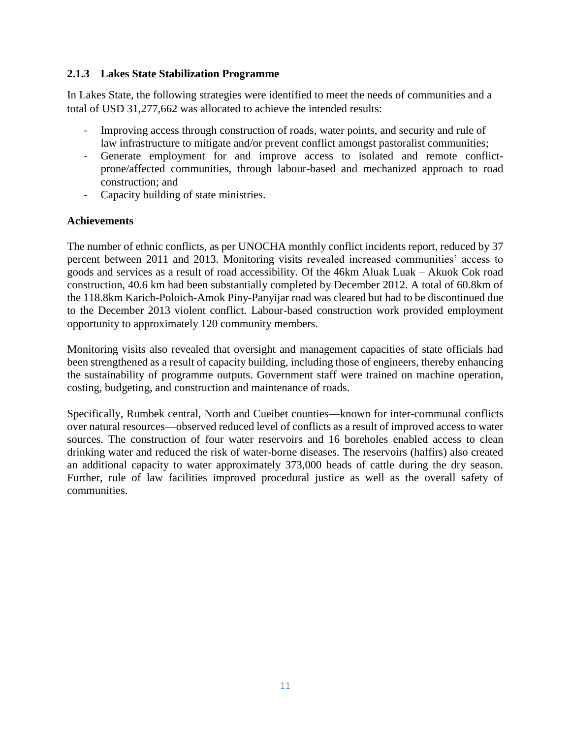### 2.1.3 Lakes State Stabilization Programme

In Lakes State, the following strategies were identified to meet the needs of communities and a total of USD 31,277,662 was allocated to achieve the intended results:

- Improving access through construction of roads, water points, and security and rule of law infrastructure to mitigate and/or prevent conflict amongst pastoralist communities;
- Generate employment for and improve access to isolated and remote conflict-prone/affected communities, through labour-based and mechanized approach to road construction; and
- Capacity building of state ministries.

**Achievements**

The number of ethnic conflicts, as per UNOCHA monthly conflict incidents report, reduced by 37 percent between 2011 and 2013. Monitoring visits revealed increased communities' access to goods and services as a result of road accessibility. Of the 46km Aluak Luak – Akuok Cok road construction, 40.6 km had been substantially completed by December 2012. A total of 60.8km of the 118.8km Karich-Poloich-Amok Piny-Panyijar road was cleared but had to be discontinued due to the December 2013 violent conflict. Labour-based construction work provided employment opportunity to approximately 120 community members.

Monitoring visits also revealed that oversight and management capacities of state officials had been strengthened as a result of capacity building, including those of engineers, thereby enhancing the sustainability of programme outputs. Government staff were trained on machine operation, costing, budgeting, and construction and maintenance of roads.

Specifically, Rumbek central, North and Cueibet counties—known for inter-communal conflicts over natural resources—observed reduced level of conflicts as a result of improved access to water sources. The construction of four water reservoirs and 16 boreholes enabled access to clean drinking water and reduced the risk of water-borne diseases. The reservoirs (haffirs) also created an additional capacity to water approximately 373,000 heads of cattle during the dry season. Further, rule of law facilities improved procedural justice as well as the overall safety of communities.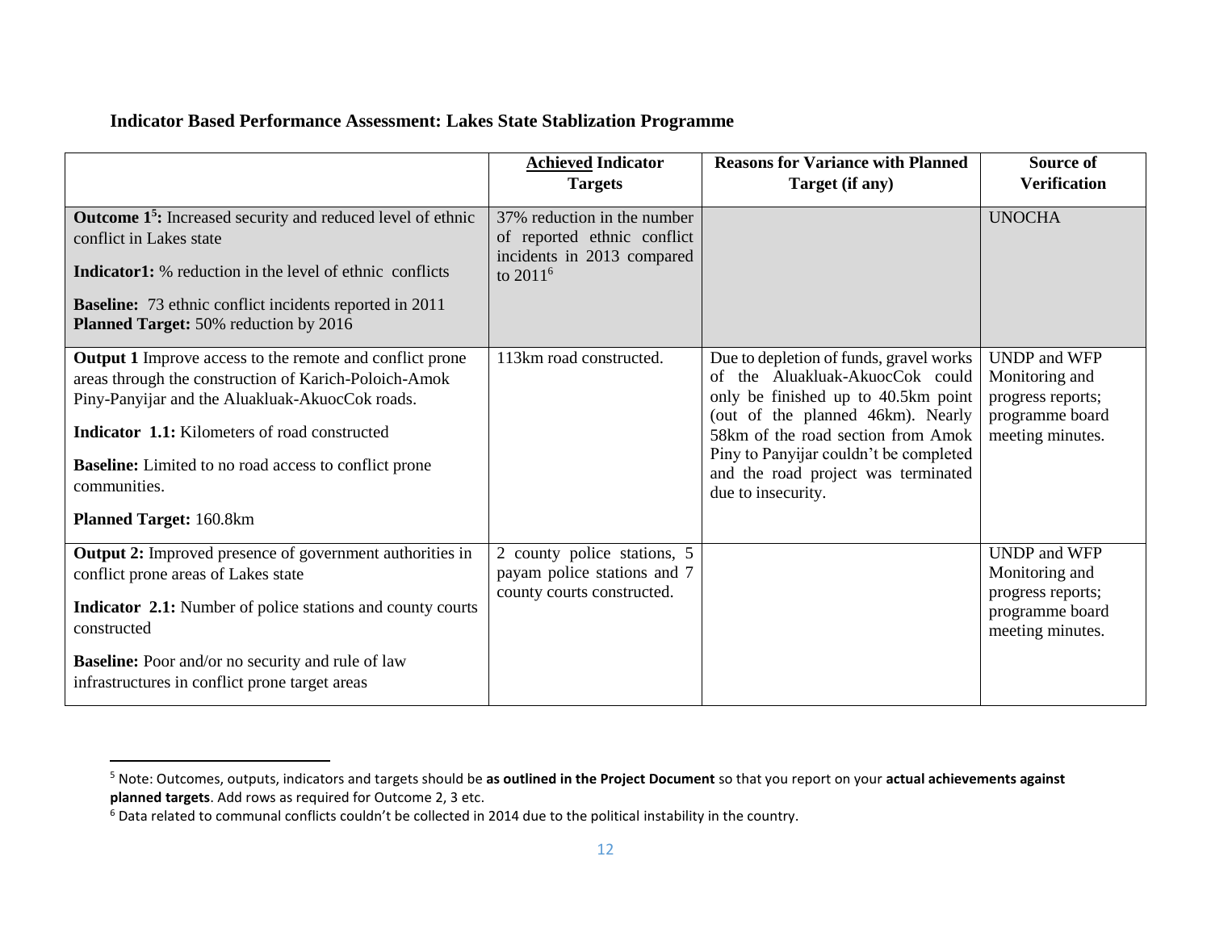**Indicator Based Performance Assessment: Lakes State Stablization Programme**

| | **Achieved Indicator Targets** | **Reasons for Variance with Planned Target (if any)** | **Source of Verification** |
|---|---|---|---|
| **Outcome 1[5]:** Increased security and reduced level of ethnic conflict in Lakes state<br><br>**Indicator1:** % reduction in the level of ethnic conflicts<br><br>**Baseline:** 73 ethnic conflict incidents reported in 2011<br>**Planned Target:** 50% reduction by 2016 | 37% reduction in the number of reported ethnic conflict incidents in 2013 compared to 2011[6] | | UNOCHA |
| **Output 1** Improve access to the remote and conflict prone areas through the construction of Karich-Poloich-Amok Piny-Panyijar and the Aluakluak-AkuocCok roads.<br><br>**Indicator 1.1:** Kilometers of road constructed<br><br>**Baseline:** Limited to no road access to conflict prone communities.<br><br>**Planned Target:** 160.8km | 113km road constructed. | Due to depletion of funds, gravel works of the Aluakluak-AkuocCok could only be finished up to 40.5km point (out of the planned 46km). Nearly 58km of the road section from Amok Piny to Panyijar couldn't be completed and the road project was terminated due to insecurity. | UNDP and WFP Monitoring and progress reports; programme board meeting minutes. |
| **Output 2:** Improved presence of government authorities in conflict prone areas of Lakes state<br><br>**Indicator 2.1:** Number of police stations and county courts constructed<br><br>**Baseline:** Poor and/or no security and rule of law infrastructures in conflict prone target areas | 2 county police stations, 5 payam police stations and 7 county courts constructed. | | UNDP and WFP Monitoring and progress reports; programme board meeting minutes. |

[5] Note: Outcomes, outputs, indicators and targets should be **as outlined in the Project Document** so that you report on your **actual achievements against planned targets**. Add rows as required for Outcome 2, 3 etc.

[6] Data related to communal conflicts couldn't be collected in 2014 due to the political instability in the country.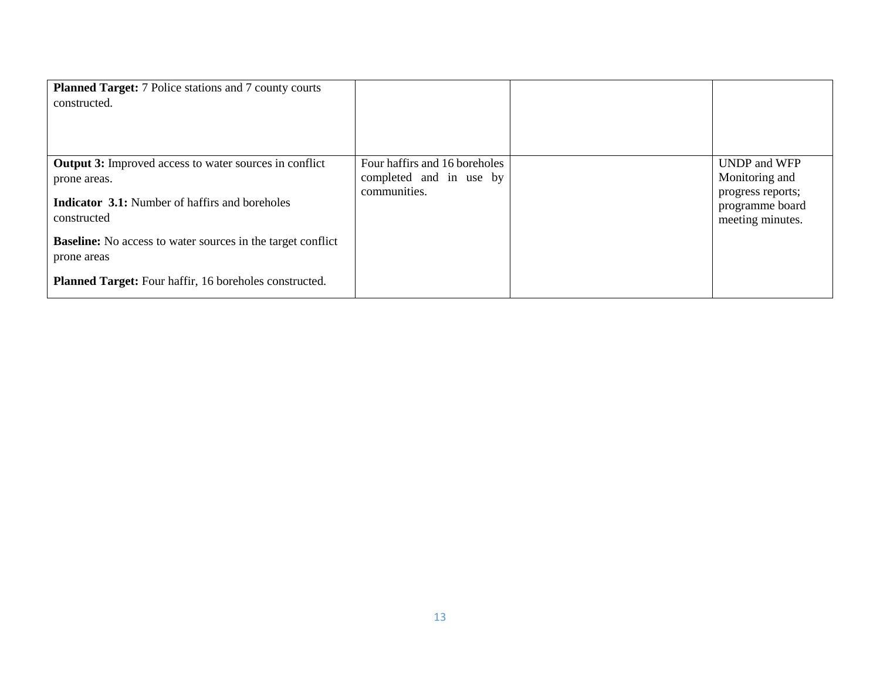| | | | |
|---|---|---|---|
| **Planned Target:** 7 Police stations and 7 county courts constructed. | | | |
| **Output 3:** Improved access to water sources in conflict prone areas.<br><br>**Indicator 3.1:** Number of haffirs and boreholes constructed<br><br>**Baseline:** No access to water sources in the target conflict prone areas<br><br>**Planned Target:** Four haffir, 16 boreholes constructed. | Four haffirs and 16 boreholes completed and in use by communities. | | UNDP and WFP Monitoring and progress reports; programme board meeting minutes. |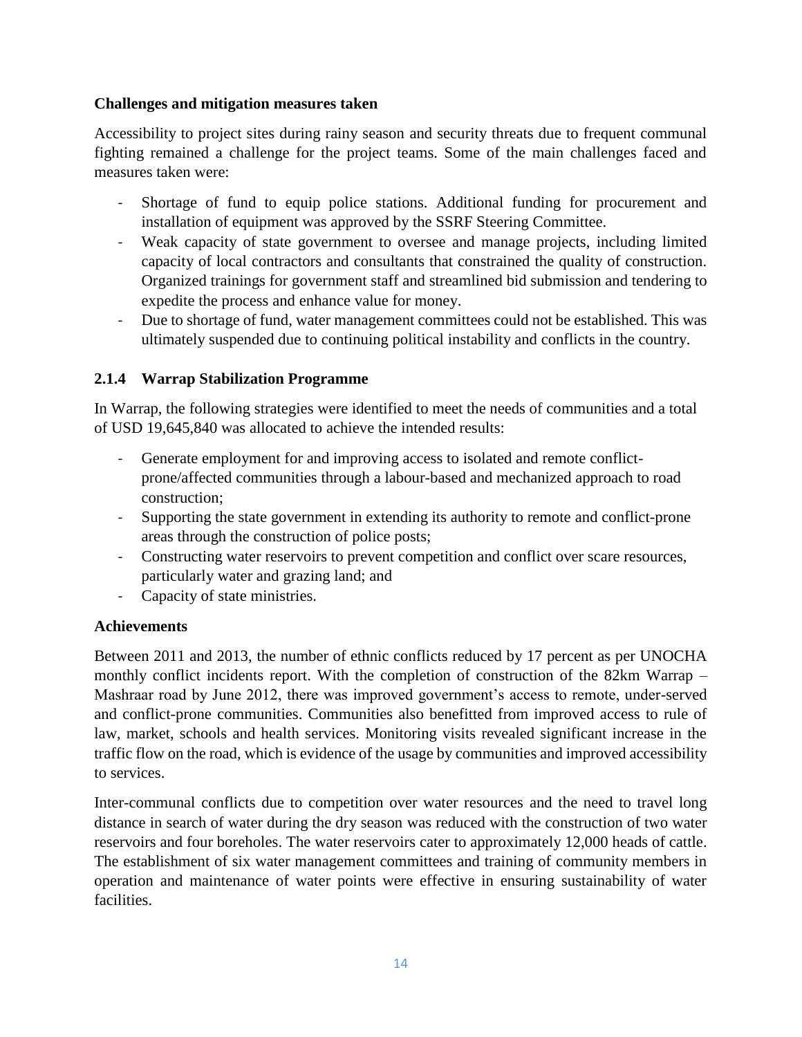**Challenges and mitigation measures taken**

Accessibility to project sites during rainy season and security threats due to frequent communal fighting remained a challenge for the project teams. Some of the main challenges faced and measures taken were:

- Shortage of fund to equip police stations. Additional funding for procurement and installation of equipment was approved by the SSRF Steering Committee.
- Weak capacity of state government to oversee and manage projects, including limited capacity of local contractors and consultants that constrained the quality of construction. Organized trainings for government staff and streamlined bid submission and tendering to expedite the process and enhance value for money.
- Due to shortage of fund, water management committees could not be established. This was ultimately suspended due to continuing political instability and conflicts in the country.

### 2.1.4 Warrap Stabilization Programme

In Warrap, the following strategies were identified to meet the needs of communities and a total of USD 19,645,840 was allocated to achieve the intended results:

- Generate employment for and improving access to isolated and remote conflict-prone/affected communities through a labour-based and mechanized approach to road construction;
- Supporting the state government in extending its authority to remote and conflict-prone areas through the construction of police posts;
- Constructing water reservoirs to prevent competition and conflict over scare resources, particularly water and grazing land; and
- Capacity of state ministries.

**Achievements**

Between 2011 and 2013, the number of ethnic conflicts reduced by 17 percent as per UNOCHA monthly conflict incidents report. With the completion of construction of the 82km Warrap – Mashraar road by June 2012, there was improved government's access to remote, under-served and conflict-prone communities. Communities also benefitted from improved access to rule of law, market, schools and health services. Monitoring visits revealed significant increase in the traffic flow on the road, which is evidence of the usage by communities and improved accessibility to services.

Inter-communal conflicts due to competition over water resources and the need to travel long distance in search of water during the dry season was reduced with the construction of two water reservoirs and four boreholes. The water reservoirs cater to approximately 12,000 heads of cattle. The establishment of six water management committees and training of community members in operation and maintenance of water points were effective in ensuring sustainability of water facilities.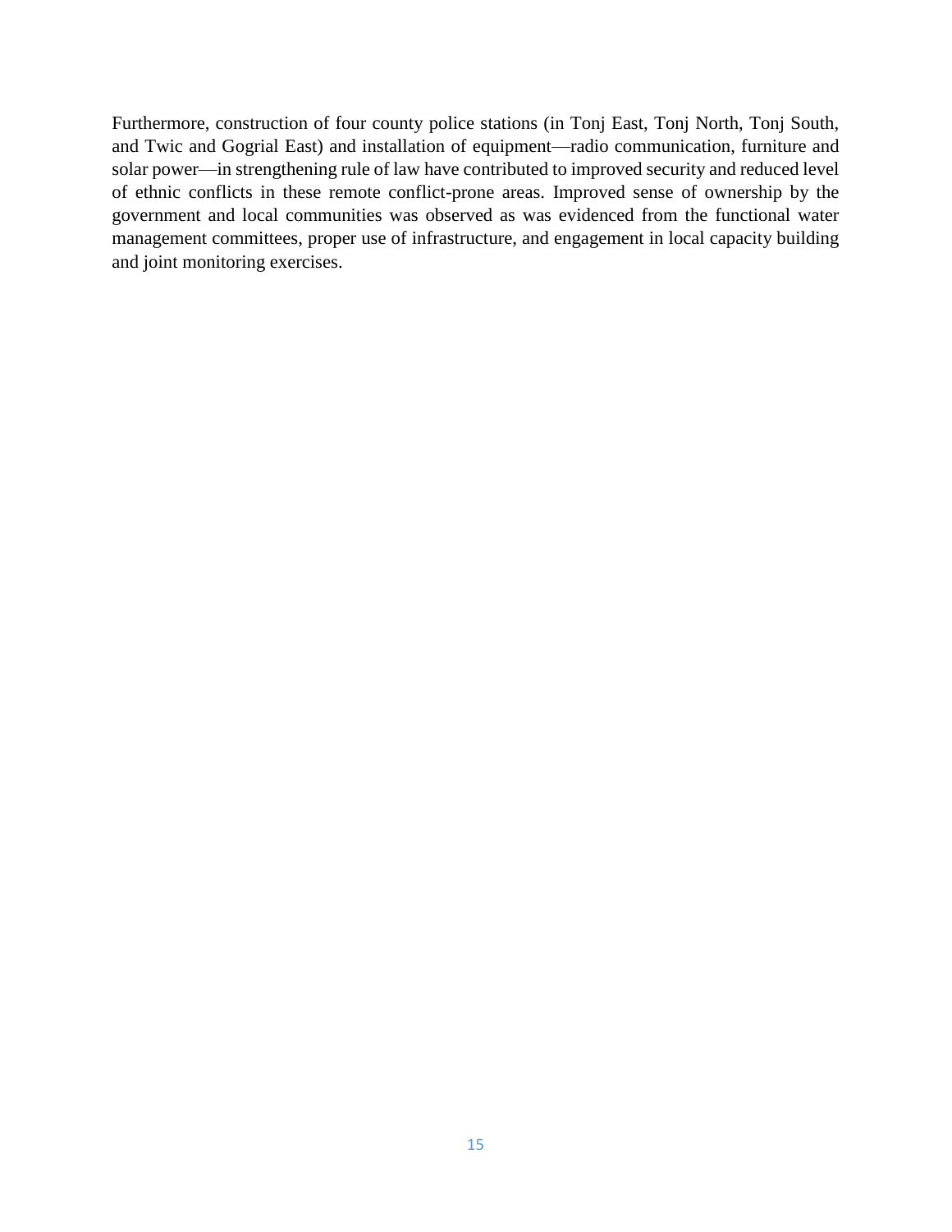Furthermore, construction of four county police stations (in Tonj East, Tonj North, Tonj South, and Twic and Gogrial East) and installation of equipment—radio communication, furniture and solar power—in strengthening rule of law have contributed to improved security and reduced level of ethnic conflicts in these remote conflict-prone areas. Improved sense of ownership by the government and local communities was observed as was evidenced from the functional water management committees, proper use of infrastructure, and engagement in local capacity building and joint monitoring exercises.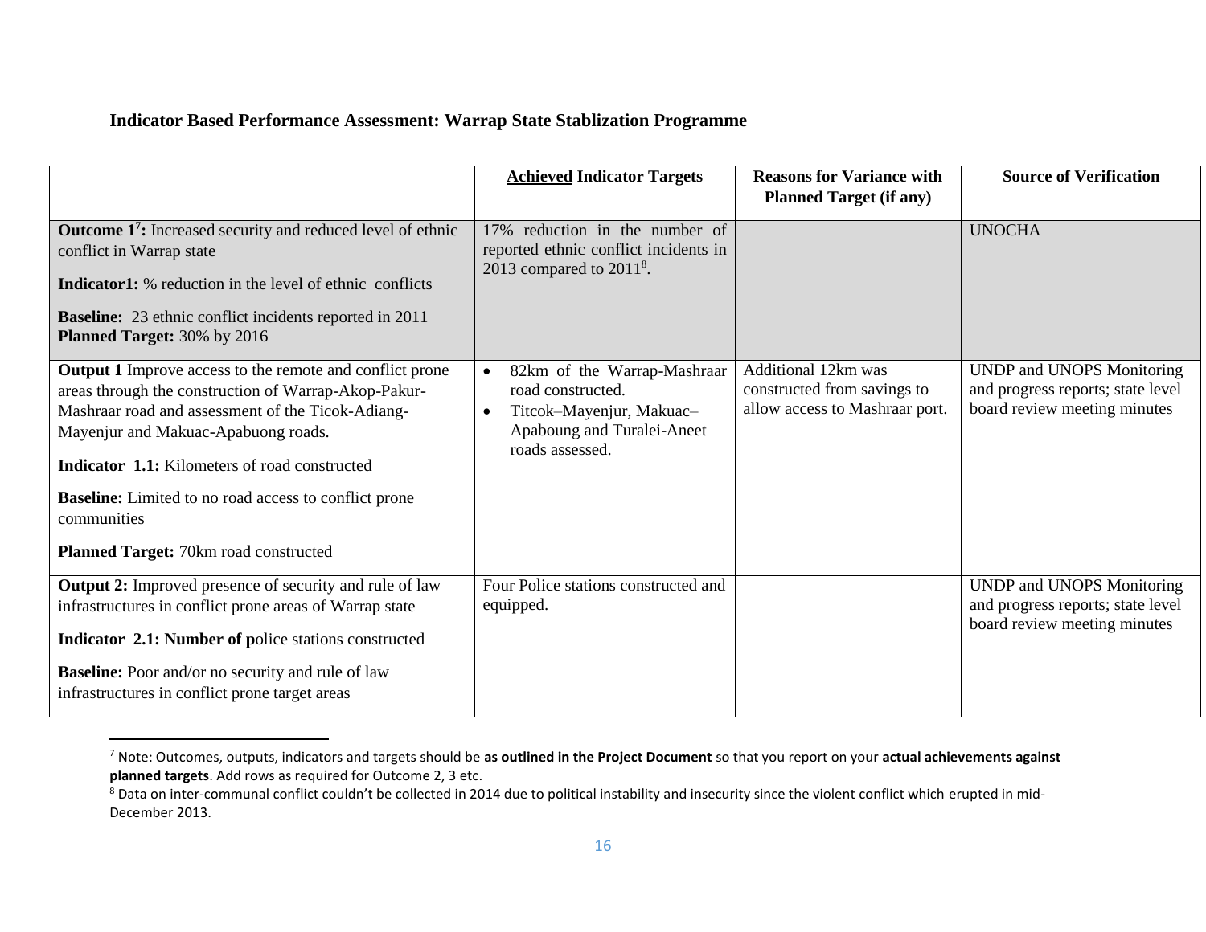**Indicator Based Performance Assessment: Warrap State Stablization Programme**

| | **Achieved Indicator Targets** | **Reasons for Variance with Planned Target (if any)** | **Source of Verification** |
|---|---|---|---|
| **Outcome 1**[7]**:** Increased security and reduced level of ethnic conflict in Warrap state<br><br>**Indicator1:** % reduction in the level of ethnic conflicts<br><br>**Baseline:** 23 ethnic conflict incidents reported in 2011<br>**Planned Target:** 30% by 2016 | 17% reduction in the number of reported ethnic conflict incidents in 2013 compared to 2011[8]. | | UNOCHA |
| **Output 1** Improve access to the remote and conflict prone areas through the construction of Warrap-Akop-Pakur-Mashraar road and assessment of the Ticok-Adiang-Mayenjur and Makuac-Apabuong roads.<br><br>**Indicator 1.1:** Kilometers of road constructed<br><br>**Baseline:** Limited to no road access to conflict prone communities<br><br>**Planned Target:** 70km road constructed | • 82km of the Warrap-Mashraar road constructed.<br>• Titcok–Mayenjur, Makuac–Apaboung and Turalei-Aneet roads assessed. | Additional 12km was constructed from savings to allow access to Mashraar port. | UNDP and UNOPS Monitoring and progress reports; state level board review meeting minutes |
| **Output 2:** Improved presence of security and rule of law infrastructures in conflict prone areas of Warrap state<br><br>**Indicator 2.1: Number of p**olice stations constructed<br><br>**Baseline:** Poor and/or no security and rule of law infrastructures in conflict prone target areas | Four Police stations constructed and equipped. | | UNDP and UNOPS Monitoring and progress reports; state level board review meeting minutes |

[7] Note: Outcomes, outputs, indicators and targets should be **as outlined in the Project Document** so that you report on your **actual achievements against planned targets**. Add rows as required for Outcome 2, 3 etc.

[8] Data on inter-communal conflict couldn't be collected in 2014 due to political instability and insecurity since the violent conflict which erupted in mid-December 2013.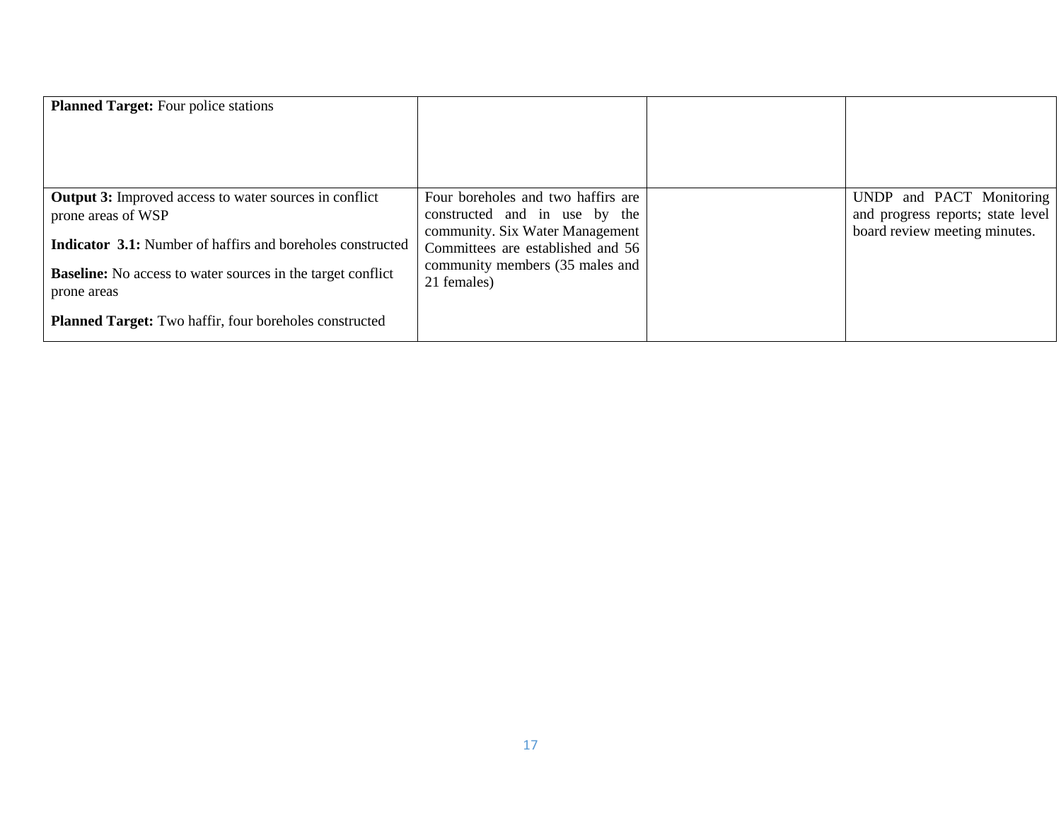| | | | |
|---|---|---|---|
| **Planned Target:** Four police stations | | | |
| **Output 3:** Improved access to water sources in conflict prone areas of WSP<br><br>**Indicator 3.1:** Number of haffirs and boreholes constructed<br><br>**Baseline:** No access to water sources in the target conflict prone areas<br><br>**Planned Target:** Two haffir, four boreholes constructed | Four boreholes and two haffirs are constructed and in use by the community. Six Water Management Committees are established and 56 community members (35 males and 21 females) | | UNDP and PACT Monitoring and progress reports; state level board review meeting minutes. |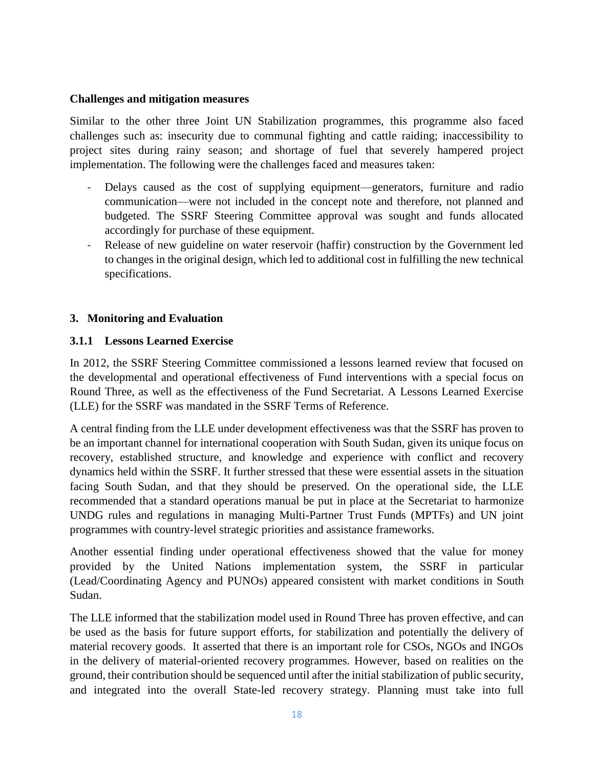**Challenges and mitigation measures**

Similar to the other three Joint UN Stabilization programmes, this programme also faced challenges such as: insecurity due to communal fighting and cattle raiding; inaccessibility to project sites during rainy season; and shortage of fuel that severely hampered project implementation. The following were the challenges faced and measures taken:

- Delays caused as the cost of supplying equipment—generators, furniture and radio communication—were not included in the concept note and therefore, not planned and budgeted. The SSRF Steering Committee approval was sought and funds allocated accordingly for purchase of these equipment.
- Release of new guideline on water reservoir (haffir) construction by the Government led to changes in the original design, which led to additional cost in fulfilling the new technical specifications.

## 3. Monitoring and Evaluation

### 3.1.1 Lessons Learned Exercise

In 2012, the SSRF Steering Committee commissioned a lessons learned review that focused on the developmental and operational effectiveness of Fund interventions with a special focus on Round Three, as well as the effectiveness of the Fund Secretariat. A Lessons Learned Exercise (LLE) for the SSRF was mandated in the SSRF Terms of Reference.

A central finding from the LLE under development effectiveness was that the SSRF has proven to be an important channel for international cooperation with South Sudan, given its unique focus on recovery, established structure, and knowledge and experience with conflict and recovery dynamics held within the SSRF. It further stressed that these were essential assets in the situation facing South Sudan, and that they should be preserved. On the operational side, the LLE recommended that a standard operations manual be put in place at the Secretariat to harmonize UNDG rules and regulations in managing Multi-Partner Trust Funds (MPTFs) and UN joint programmes with country-level strategic priorities and assistance frameworks.

Another essential finding under operational effectiveness showed that the value for money provided by the United Nations implementation system, the SSRF in particular (Lead/Coordinating Agency and PUNOs) appeared consistent with market conditions in South Sudan.

The LLE informed that the stabilization model used in Round Three has proven effective, and can be used as the basis for future support efforts, for stabilization and potentially the delivery of material recovery goods. It asserted that there is an important role for CSOs, NGOs and INGOs in the delivery of material-oriented recovery programmes. However, based on realities on the ground, their contribution should be sequenced until after the initial stabilization of public security, and integrated into the overall State-led recovery strategy. Planning must take into full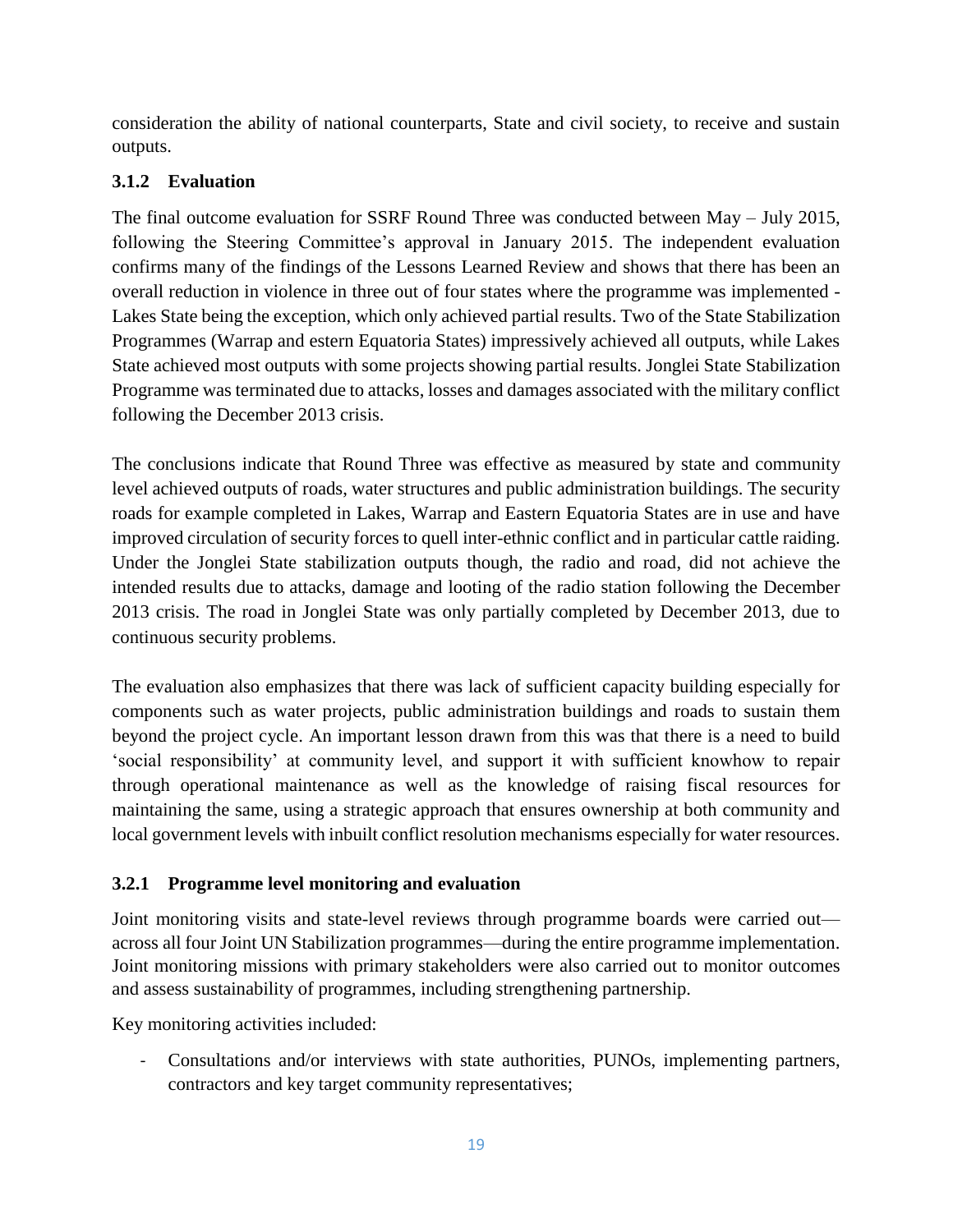consideration the ability of national counterparts, State and civil society, to receive and sustain outputs.

### 3.1.2 Evaluation

The final outcome evaluation for SSRF Round Three was conducted between May – July 2015, following the Steering Committee's approval in January 2015. The independent evaluation confirms many of the findings of the Lessons Learned Review and shows that there has been an overall reduction in violence in three out of four states where the programme was implemented - Lakes State being the exception, which only achieved partial results. Two of the State Stabilization Programmes (Warrap and estern Equatoria States) impressively achieved all outputs, while Lakes State achieved most outputs with some projects showing partial results. Jonglei State Stabilization Programme was terminated due to attacks, losses and damages associated with the military conflict following the December 2013 crisis.

The conclusions indicate that Round Three was effective as measured by state and community level achieved outputs of roads, water structures and public administration buildings. The security roads for example completed in Lakes, Warrap and Eastern Equatoria States are in use and have improved circulation of security forces to quell inter-ethnic conflict and in particular cattle raiding. Under the Jonglei State stabilization outputs though, the radio and road, did not achieve the intended results due to attacks, damage and looting of the radio station following the December 2013 crisis. The road in Jonglei State was only partially completed by December 2013, due to continuous security problems.

The evaluation also emphasizes that there was lack of sufficient capacity building especially for components such as water projects, public administration buildings and roads to sustain them beyond the project cycle. An important lesson drawn from this was that there is a need to build 'social responsibility' at community level, and support it with sufficient knowhow to repair through operational maintenance as well as the knowledge of raising fiscal resources for maintaining the same, using a strategic approach that ensures ownership at both community and local government levels with inbuilt conflict resolution mechanisms especially for water resources.

### 3.2.1 Programme level monitoring and evaluation

Joint monitoring visits and state-level reviews through programme boards were carried out—across all four Joint UN Stabilization programmes—during the entire programme implementation. Joint monitoring missions with primary stakeholders were also carried out to monitor outcomes and assess sustainability of programmes, including strengthening partnership.

Key monitoring activities included:

- Consultations and/or interviews with state authorities, PUNOs, implementing partners, contractors and key target community representatives;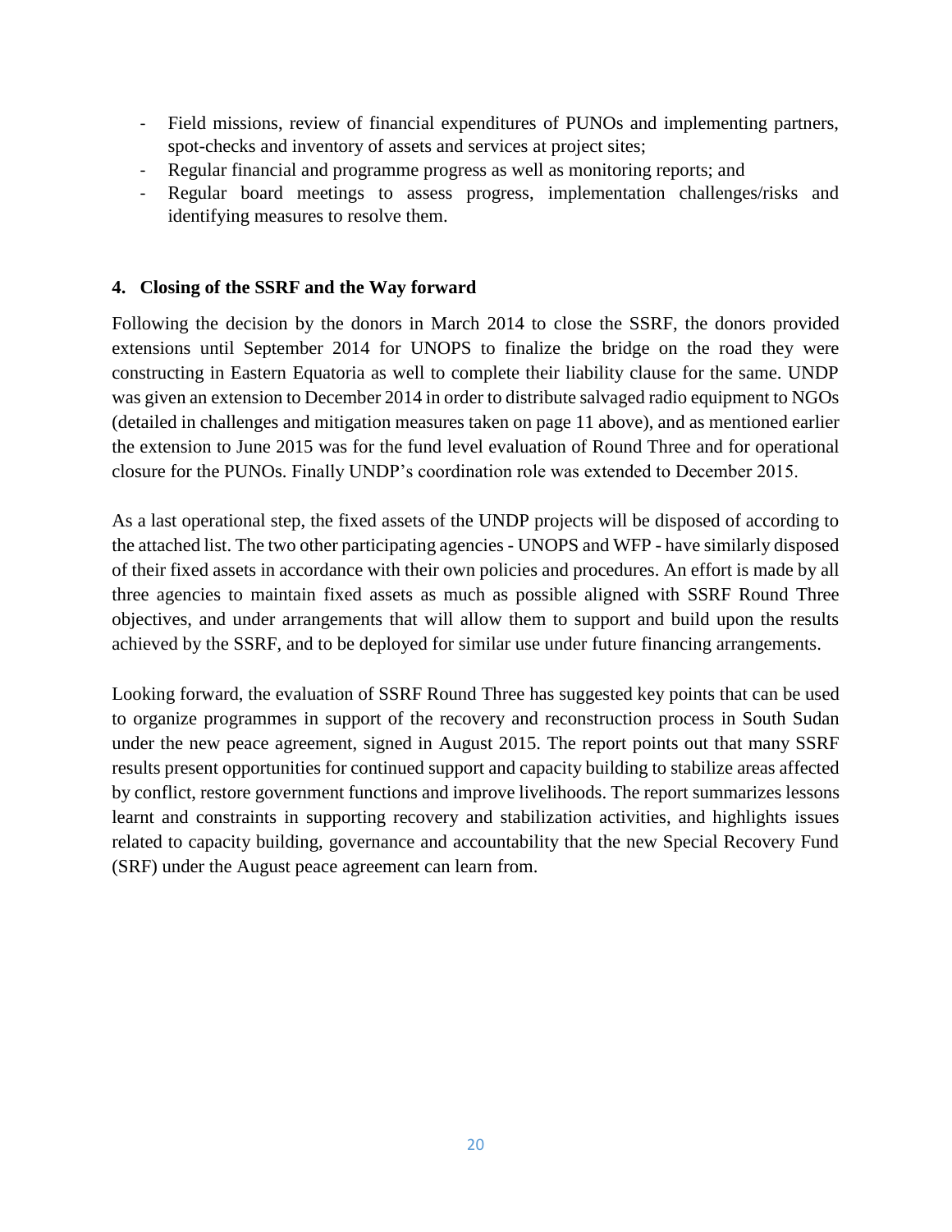- Field missions, review of financial expenditures of PUNOs and implementing partners, spot-checks and inventory of assets and services at project sites;
- Regular financial and programme progress as well as monitoring reports; and
- Regular board meetings to assess progress, implementation challenges/risks and identifying measures to resolve them.

## 4. Closing of the SSRF and the Way forward

Following the decision by the donors in March 2014 to close the SSRF, the donors provided extensions until September 2014 for UNOPS to finalize the bridge on the road they were constructing in Eastern Equatoria as well to complete their liability clause for the same. UNDP was given an extension to December 2014 in order to distribute salvaged radio equipment to NGOs (detailed in challenges and mitigation measures taken on page 11 above), and as mentioned earlier the extension to June 2015 was for the fund level evaluation of Round Three and for operational closure for the PUNOs. Finally UNDP's coordination role was extended to December 2015.

As a last operational step, the fixed assets of the UNDP projects will be disposed of according to the attached list. The two other participating agencies - UNOPS and WFP - have similarly disposed of their fixed assets in accordance with their own policies and procedures. An effort is made by all three agencies to maintain fixed assets as much as possible aligned with SSRF Round Three objectives, and under arrangements that will allow them to support and build upon the results achieved by the SSRF, and to be deployed for similar use under future financing arrangements.

Looking forward, the evaluation of SSRF Round Three has suggested key points that can be used to organize programmes in support of the recovery and reconstruction process in South Sudan under the new peace agreement, signed in August 2015. The report points out that many SSRF results present opportunities for continued support and capacity building to stabilize areas affected by conflict, restore government functions and improve livelihoods. The report summarizes lessons learnt and constraints in supporting recovery and stabilization activities, and highlights issues related to capacity building, governance and accountability that the new Special Recovery Fund (SRF) under the August peace agreement can learn from.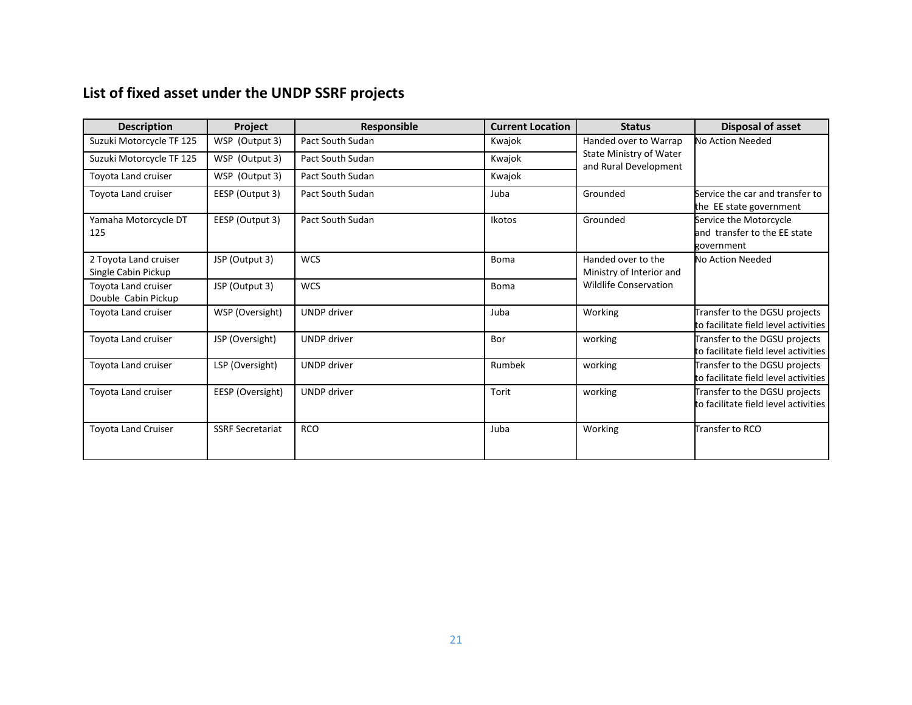## List of fixed asset under the UNDP SSRF projects

| Description | Project | Responsible | Current Location | Status | Disposal of asset |
|---|---|---|---|---|---|
| Suzuki Motorcycle TF 125 | WSP (Output 3) | Pact South Sudan | Kwajok | Handed over to Warrap State Ministry of Water and Rural Development | No Action Needed |
| Suzuki Motorcycle TF 125 | WSP (Output 3) | Pact South Sudan | Kwajok | | |
| Toyota Land cruiser | WSP (Output 3) | Pact South Sudan | Kwajok | | |
| Toyota Land cruiser | EESP (Output 3) | Pact South Sudan | Juba | Grounded | Service the car and transfer to the EE state government |
| Yamaha Motorcycle DT 125 | EESP (Output 3) | Pact South Sudan | Ikotos | Grounded | Service the Motorcycle and transfer to the EE state government |
| 2 Toyota Land cruiser Single Cabin Pickup | JSP (Output 3) | WCS | Boma | Handed over to the Ministry of Interior and Wildlife Conservation | No Action Needed |
| Toyota Land cruiser Double Cabin Pickup | JSP (Output 3) | WCS | Boma | | |
| Toyota Land cruiser | WSP (Oversight) | UNDP driver | Juba | Working | Transfer to the DGSU projects to facilitate field level activities |
| Toyota Land cruiser | JSP (Oversight) | UNDP driver | Bor | working | Transfer to the DGSU projects to facilitate field level activities |
| Toyota Land cruiser | LSP (Oversight) | UNDP driver | Rumbek | working | Transfer to the DGSU projects to facilitate field level activities |
| Toyota Land cruiser | EESP (Oversight) | UNDP driver | Torit | working | Transfer to the DGSU projects to facilitate field level activities |
| Toyota Land Cruiser | SSRF Secretariat | RCO | Juba | Working | Transfer to RCO |